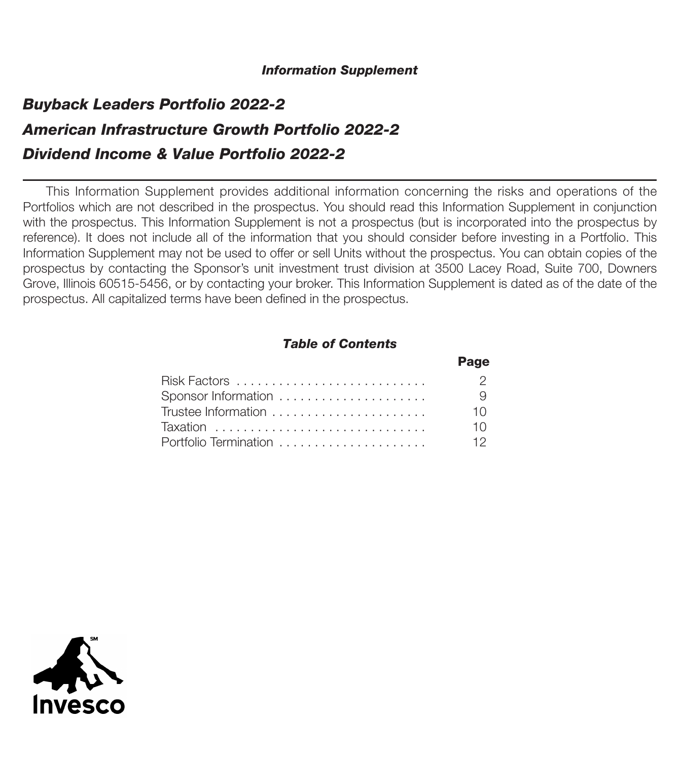***Information Supplement***

# *Buyback Leaders Portfolio 2022-2*

# *American Infrastructure Growth Portfolio 2022-2*

# *Dividend Income & Value Portfolio 2022-2*

---

This Information Supplement provides additional information concerning the risks and operations of the Portfolios which are not described in the prospectus. You should read this Information Supplement in conjunction with the prospectus. This Information Supplement is not a prospectus (but is incorporated into the prospectus by reference). It does not include all of the information that you should consider before investing in a Portfolio. This Information Supplement may not be used to offer or sell Units without the prospectus. You can obtain copies of the prospectus by contacting the Sponsor's unit investment trust division at 3500 Lacey Road, Suite 700, Downers Grove, Illinois 60515-5456, or by contacting your broker. This Information Supplement is dated as of the date of the prospectus. All capitalized terms have been defined in the prospectus.

***Table of Contents***

| | **Page** |
|---|---|
| Risk Factors | 2 |
| Sponsor Information | 9 |
| Trustee Information | 10 |
| Taxation | 10 |
| Portfolio Termination | 12 |

Invesco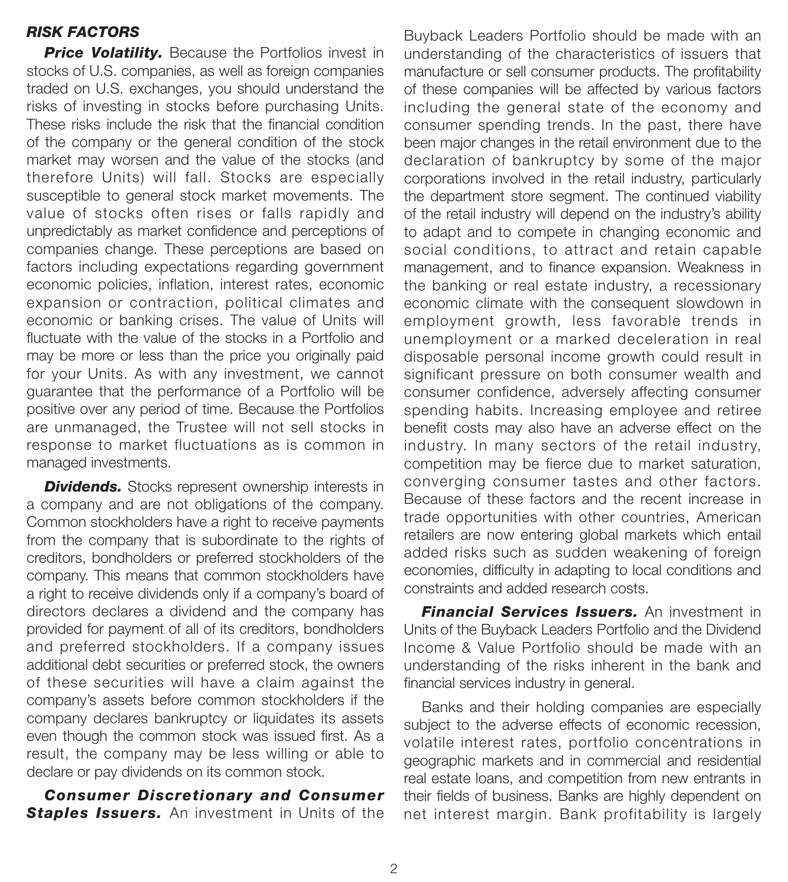## RISK FACTORS

***Price Volatility.*** Because the Portfolios invest in stocks of U.S. companies, as well as foreign companies traded on U.S. exchanges, you should understand the risks of investing in stocks before purchasing Units. These risks include the risk that the financial condition of the company or the general condition of the stock market may worsen and the value of the stocks (and therefore Units) will fall. Stocks are especially susceptible to general stock market movements. The value of stocks often rises or falls rapidly and unpredictably as market confidence and perceptions of companies change. These perceptions are based on factors including expectations regarding government economic policies, inflation, interest rates, economic expansion or contraction, political climates and economic or banking crises. The value of Units will fluctuate with the value of the stocks in a Portfolio and may be more or less than the price you originally paid for your Units. As with any investment, we cannot guarantee that the performance of a Portfolio will be positive over any period of time. Because the Portfolios are unmanaged, the Trustee will not sell stocks in response to market fluctuations as is common in managed investments.

***Dividends.*** Stocks represent ownership interests in a company and are not obligations of the company. Common stockholders have a right to receive payments from the company that is subordinate to the rights of creditors, bondholders or preferred stockholders of the company. This means that common stockholders have a right to receive dividends only if a company's board of directors declares a dividend and the company has provided for payment of all of its creditors, bondholders and preferred stockholders. If a company issues additional debt securities or preferred stock, the owners of these securities will have a claim against the company's assets before common stockholders if the company declares bankruptcy or liquidates its assets even though the common stock was issued first. As a result, the company may be less willing or able to declare or pay dividends on its common stock.

***Consumer Discretionary and Consumer Staples Issuers.*** An investment in Units of the Buyback Leaders Portfolio should be made with an understanding of the characteristics of issuers that manufacture or sell consumer products. The profitability of these companies will be affected by various factors including the general state of the economy and consumer spending trends. In the past, there have been major changes in the retail environment due to the declaration of bankruptcy by some of the major corporations involved in the retail industry, particularly the department store segment. The continued viability of the retail industry will depend on the industry's ability to adapt and to compete in changing economic and social conditions, to attract and retain capable management, and to finance expansion. Weakness in the banking or real estate industry, a recessionary economic climate with the consequent slowdown in employment growth, less favorable trends in unemployment or a marked deceleration in real disposable personal income growth could result in significant pressure on both consumer wealth and consumer confidence, adversely affecting consumer spending habits. Increasing employee and retiree benefit costs may also have an adverse effect on the industry. In many sectors of the retail industry, competition may be fierce due to market saturation, converging consumer tastes and other factors. Because of these factors and the recent increase in trade opportunities with other countries, American retailers are now entering global markets which entail added risks such as sudden weakening of foreign economies, difficulty in adapting to local conditions and constraints and added research costs.

***Financial Services Issuers.*** An investment in Units of the Buyback Leaders Portfolio and the Dividend Income & Value Portfolio should be made with an understanding of the risks inherent in the bank and financial services industry in general.

Banks and their holding companies are especially subject to the adverse effects of economic recession, volatile interest rates, portfolio concentrations in geographic markets and in commercial and residential real estate loans, and competition from new entrants in their fields of business. Banks are highly dependent on net interest margin. Bank profitability is largely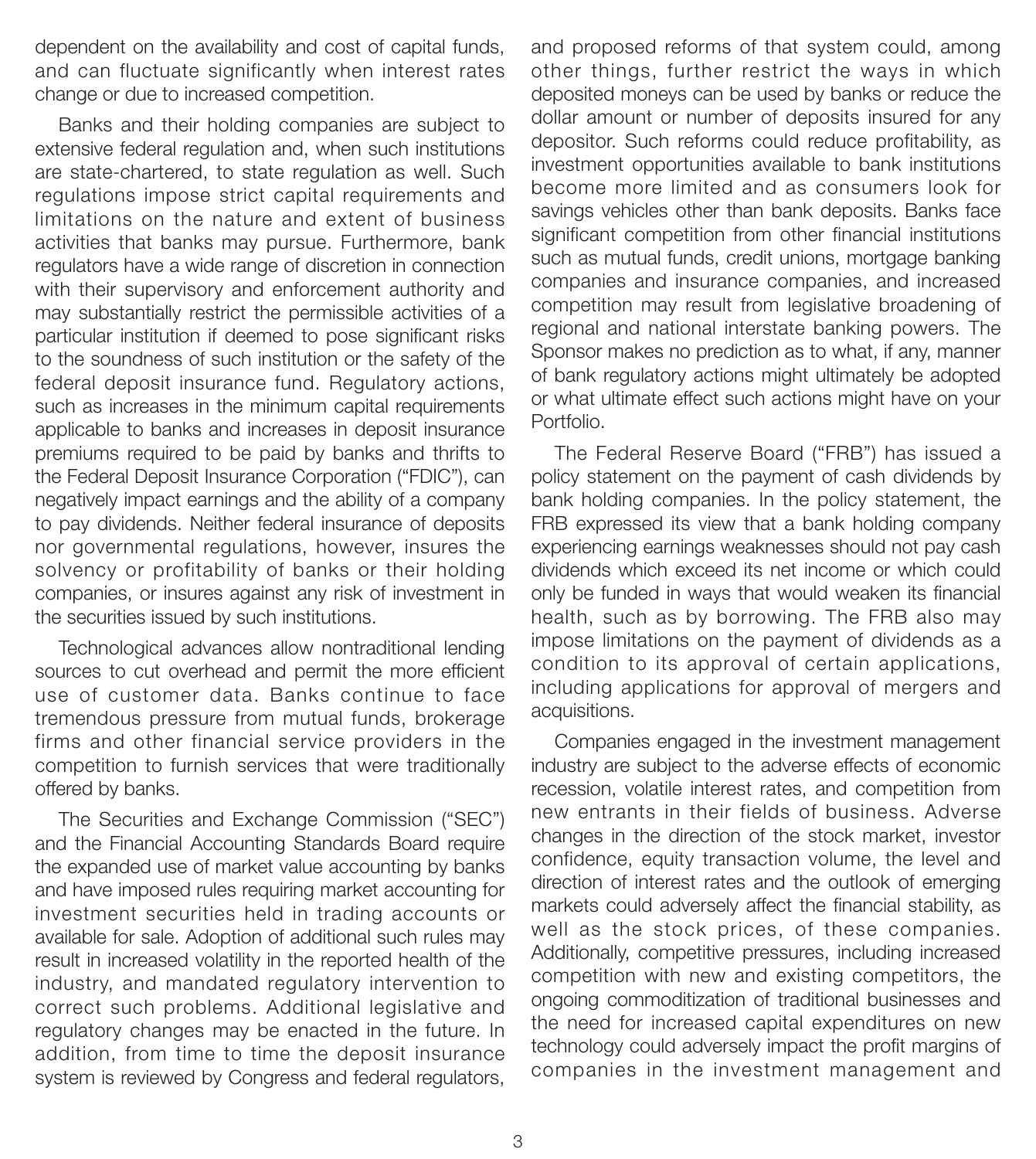dependent on the availability and cost of capital funds, and can fluctuate significantly when interest rates change or due to increased competition.

Banks and their holding companies are subject to extensive federal regulation and, when such institutions are state-chartered, to state regulation as well. Such regulations impose strict capital requirements and limitations on the nature and extent of business activities that banks may pursue. Furthermore, bank regulators have a wide range of discretion in connection with their supervisory and enforcement authority and may substantially restrict the permissible activities of a particular institution if deemed to pose significant risks to the soundness of such institution or the safety of the federal deposit insurance fund. Regulatory actions, such as increases in the minimum capital requirements applicable to banks and increases in deposit insurance premiums required to be paid by banks and thrifts to the Federal Deposit Insurance Corporation ("FDIC"), can negatively impact earnings and the ability of a company to pay dividends. Neither federal insurance of deposits nor governmental regulations, however, insures the solvency or profitability of banks or their holding companies, or insures against any risk of investment in the securities issued by such institutions.

Technological advances allow nontraditional lending sources to cut overhead and permit the more efficient use of customer data. Banks continue to face tremendous pressure from mutual funds, brokerage firms and other financial service providers in the competition to furnish services that were traditionally offered by banks.

The Securities and Exchange Commission ("SEC") and the Financial Accounting Standards Board require the expanded use of market value accounting by banks and have imposed rules requiring market accounting for investment securities held in trading accounts or available for sale. Adoption of additional such rules may result in increased volatility in the reported health of the industry, and mandated regulatory intervention to correct such problems. Additional legislative and regulatory changes may be enacted in the future. In addition, from time to time the deposit insurance system is reviewed by Congress and federal regulators, and proposed reforms of that system could, among other things, further restrict the ways in which deposited moneys can be used by banks or reduce the dollar amount or number of deposits insured for any depositor. Such reforms could reduce profitability, as investment opportunities available to bank institutions become more limited and as consumers look for savings vehicles other than bank deposits. Banks face significant competition from other financial institutions such as mutual funds, credit unions, mortgage banking companies and insurance companies, and increased competition may result from legislative broadening of regional and national interstate banking powers. The Sponsor makes no prediction as to what, if any, manner of bank regulatory actions might ultimately be adopted or what ultimate effect such actions might have on your Portfolio.

The Federal Reserve Board ("FRB") has issued a policy statement on the payment of cash dividends by bank holding companies. In the policy statement, the FRB expressed its view that a bank holding company experiencing earnings weaknesses should not pay cash dividends which exceed its net income or which could only be funded in ways that would weaken its financial health, such as by borrowing. The FRB also may impose limitations on the payment of dividends as a condition to its approval of certain applications, including applications for approval of mergers and acquisitions.

Companies engaged in the investment management industry are subject to the adverse effects of economic recession, volatile interest rates, and competition from new entrants in their fields of business. Adverse changes in the direction of the stock market, investor confidence, equity transaction volume, the level and direction of interest rates and the outlook of emerging markets could adversely affect the financial stability, as well as the stock prices, of these companies. Additionally, competitive pressures, including increased competition with new and existing competitors, the ongoing commoditization of traditional businesses and the need for increased capital expenditures on new technology could adversely impact the profit margins of companies in the investment management and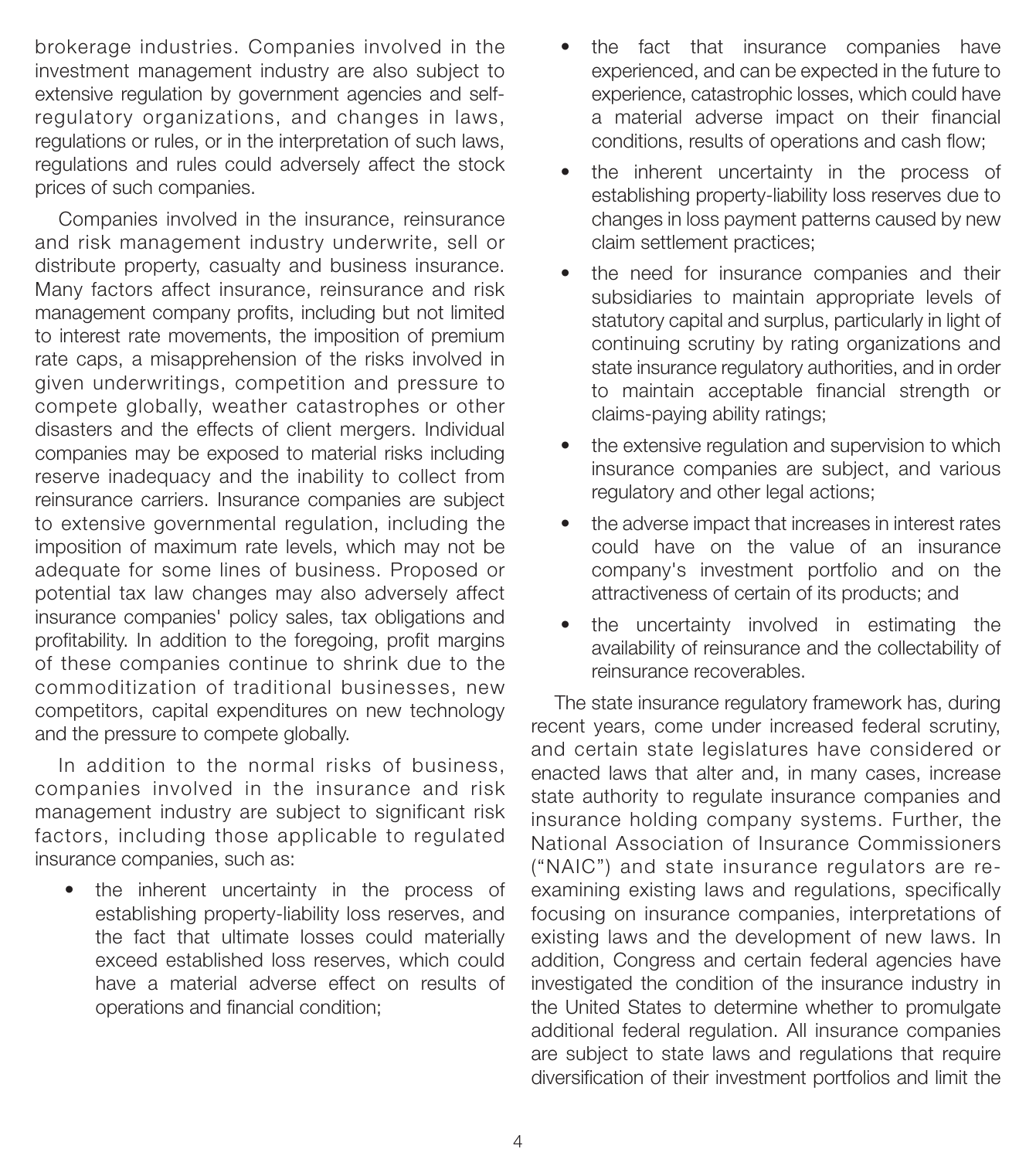brokerage industries. Companies involved in the investment management industry are also subject to extensive regulation by government agencies and self-regulatory organizations, and changes in laws, regulations or rules, or in the interpretation of such laws, regulations and rules could adversely affect the stock prices of such companies.

Companies involved in the insurance, reinsurance and risk management industry underwrite, sell or distribute property, casualty and business insurance. Many factors affect insurance, reinsurance and risk management company profits, including but not limited to interest rate movements, the imposition of premium rate caps, a misapprehension of the risks involved in given underwritings, competition and pressure to compete globally, weather catastrophes or other disasters and the effects of client mergers. Individual companies may be exposed to material risks including reserve inadequacy and the inability to collect from reinsurance carriers. Insurance companies are subject to extensive governmental regulation, including the imposition of maximum rate levels, which may not be adequate for some lines of business. Proposed or potential tax law changes may also adversely affect insurance companies' policy sales, tax obligations and profitability. In addition to the foregoing, profit margins of these companies continue to shrink due to the commoditization of traditional businesses, new competitors, capital expenditures on new technology and the pressure to compete globally.

In addition to the normal risks of business, companies involved in the insurance and risk management industry are subject to significant risk factors, including those applicable to regulated insurance companies, such as:

- the inherent uncertainty in the process of establishing property-liability loss reserves, and the fact that ultimate losses could materially exceed established loss reserves, which could have a material adverse effect on results of operations and financial condition;
- the fact that insurance companies have experienced, and can be expected in the future to experience, catastrophic losses, which could have a material adverse impact on their financial conditions, results of operations and cash flow;
- the inherent uncertainty in the process of establishing property-liability loss reserves due to changes in loss payment patterns caused by new claim settlement practices;
- the need for insurance companies and their subsidiaries to maintain appropriate levels of statutory capital and surplus, particularly in light of continuing scrutiny by rating organizations and state insurance regulatory authorities, and in order to maintain acceptable financial strength or claims-paying ability ratings;
- the extensive regulation and supervision to which insurance companies are subject, and various regulatory and other legal actions;
- the adverse impact that increases in interest rates could have on the value of an insurance company's investment portfolio and on the attractiveness of certain of its products; and
- the uncertainty involved in estimating the availability of reinsurance and the collectability of reinsurance recoverables.

The state insurance regulatory framework has, during recent years, come under increased federal scrutiny, and certain state legislatures have considered or enacted laws that alter and, in many cases, increase state authority to regulate insurance companies and insurance holding company systems. Further, the National Association of Insurance Commissioners ("NAIC") and state insurance regulators are re-examining existing laws and regulations, specifically focusing on insurance companies, interpretations of existing laws and the development of new laws. In addition, Congress and certain federal agencies have investigated the condition of the insurance industry in the United States to determine whether to promulgate additional federal regulation. All insurance companies are subject to state laws and regulations that require diversification of their investment portfolios and limit the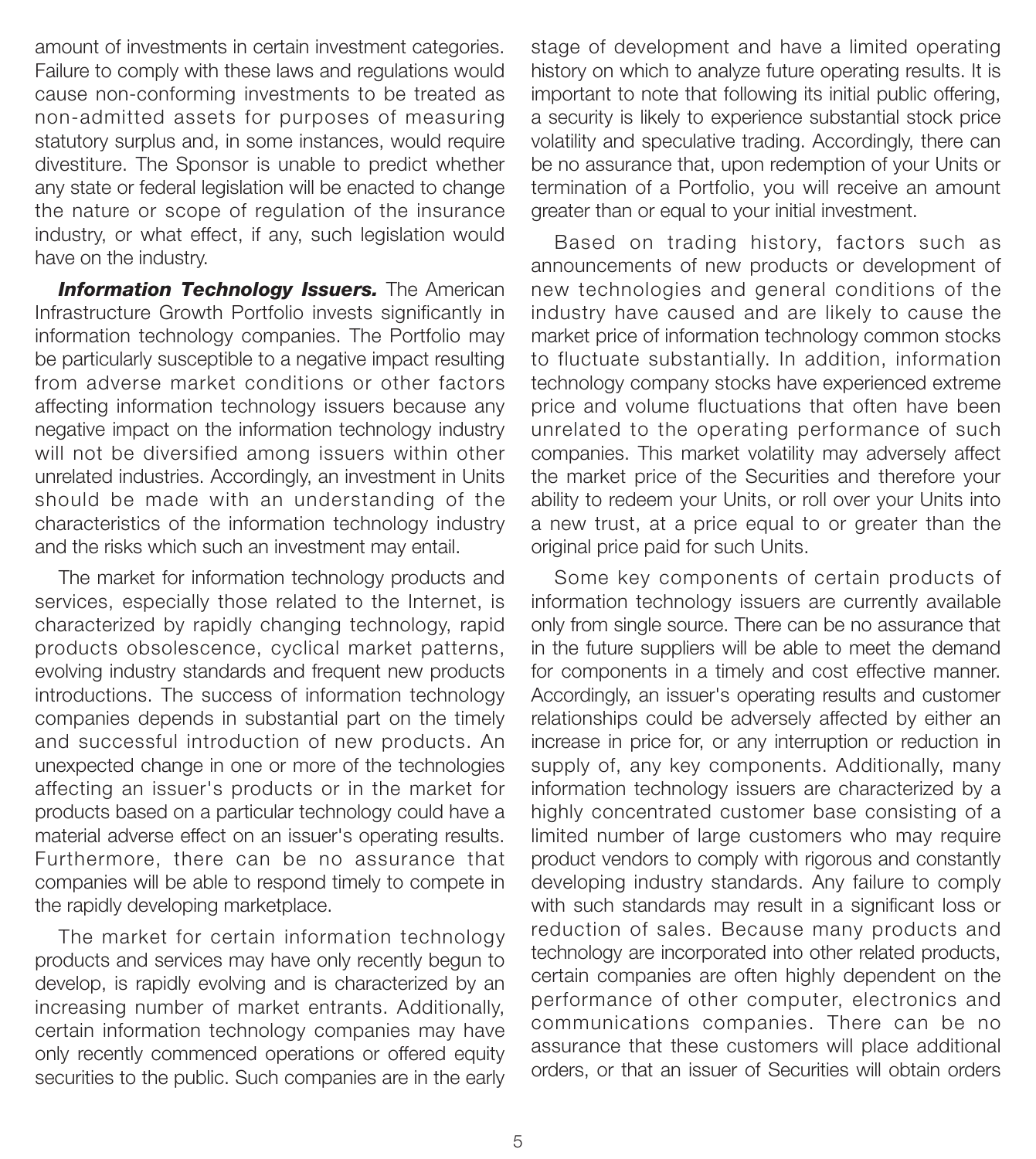amount of investments in certain investment categories. Failure to comply with these laws and regulations would cause non-conforming investments to be treated as non-admitted assets for purposes of measuring statutory surplus and, in some instances, would require divestiture. The Sponsor is unable to predict whether any state or federal legislation will be enacted to change the nature or scope of regulation of the insurance industry, or what effect, if any, such legislation would have on the industry.

***Information Technology Issuers.*** The American Infrastructure Growth Portfolio invests significantly in information technology companies. The Portfolio may be particularly susceptible to a negative impact resulting from adverse market conditions or other factors affecting information technology issuers because any negative impact on the information technology industry will not be diversified among issuers within other unrelated industries. Accordingly, an investment in Units should be made with an understanding of the characteristics of the information technology industry and the risks which such an investment may entail.

The market for information technology products and services, especially those related to the Internet, is characterized by rapidly changing technology, rapid products obsolescence, cyclical market patterns, evolving industry standards and frequent new products introductions. The success of information technology companies depends in substantial part on the timely and successful introduction of new products. An unexpected change in one or more of the technologies affecting an issuer's products or in the market for products based on a particular technology could have a material adverse effect on an issuer's operating results. Furthermore, there can be no assurance that companies will be able to respond timely to compete in the rapidly developing marketplace.

The market for certain information technology products and services may have only recently begun to develop, is rapidly evolving and is characterized by an increasing number of market entrants. Additionally, certain information technology companies may have only recently commenced operations or offered equity securities to the public. Such companies are in the early stage of development and have a limited operating history on which to analyze future operating results. It is important to note that following its initial public offering, a security is likely to experience substantial stock price volatility and speculative trading. Accordingly, there can be no assurance that, upon redemption of your Units or termination of a Portfolio, you will receive an amount greater than or equal to your initial investment.

Based on trading history, factors such as announcements of new products or development of new technologies and general conditions of the industry have caused and are likely to cause the market price of information technology common stocks to fluctuate substantially. In addition, information technology company stocks have experienced extreme price and volume fluctuations that often have been unrelated to the operating performance of such companies. This market volatility may adversely affect the market price of the Securities and therefore your ability to redeem your Units, or roll over your Units into a new trust, at a price equal to or greater than the original price paid for such Units.

Some key components of certain products of information technology issuers are currently available only from single source. There can be no assurance that in the future suppliers will be able to meet the demand for components in a timely and cost effective manner. Accordingly, an issuer's operating results and customer relationships could be adversely affected by either an increase in price for, or any interruption or reduction in supply of, any key components. Additionally, many information technology issuers are characterized by a highly concentrated customer base consisting of a limited number of large customers who may require product vendors to comply with rigorous and constantly developing industry standards. Any failure to comply with such standards may result in a significant loss or reduction of sales. Because many products and technology are incorporated into other related products, certain companies are often highly dependent on the performance of other computer, electronics and communications companies. There can be no assurance that these customers will place additional orders, or that an issuer of Securities will obtain orders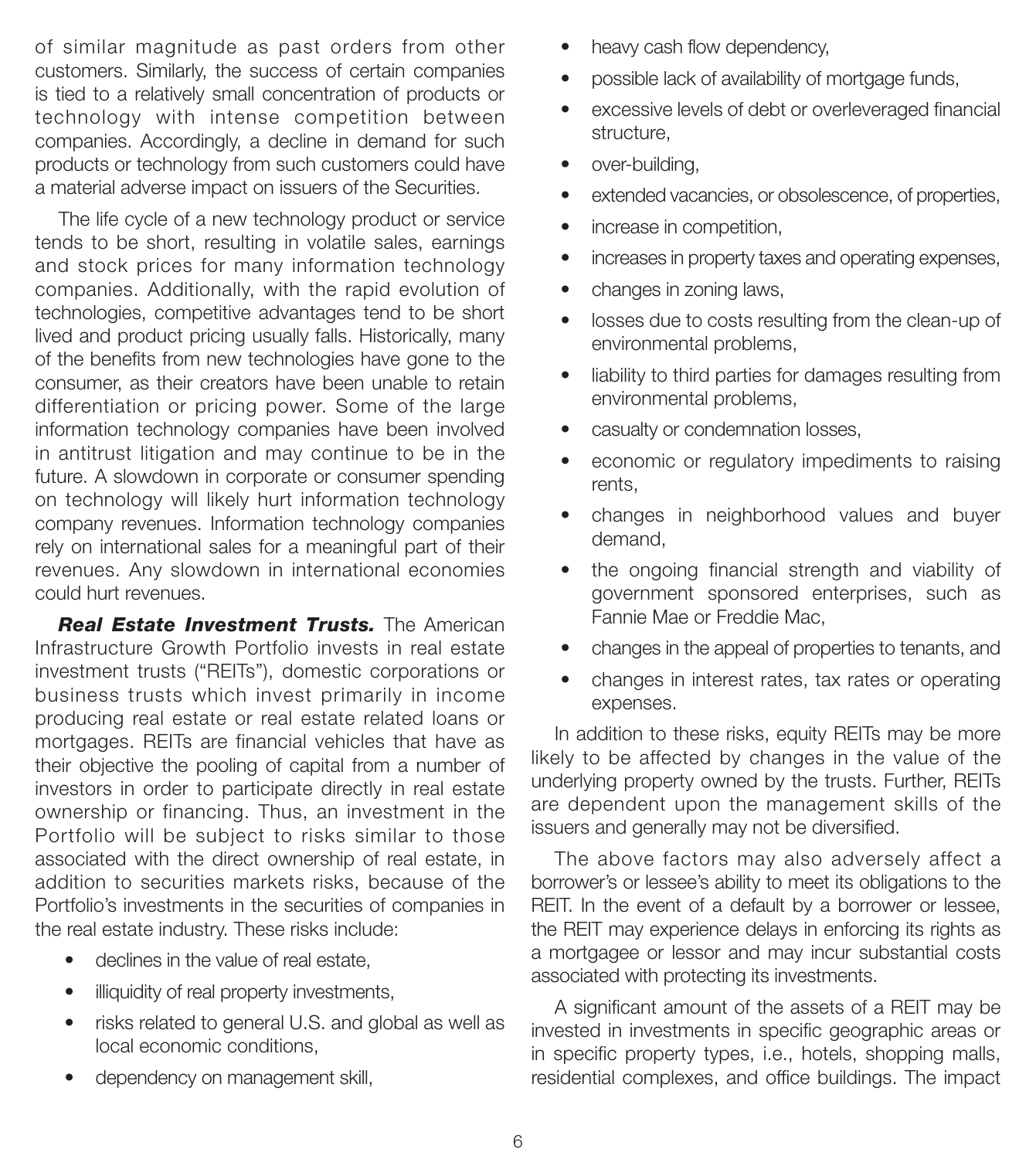of similar magnitude as past orders from other customers. Similarly, the success of certain companies is tied to a relatively small concentration of products or technology with intense competition between companies. Accordingly, a decline in demand for such products or technology from such customers could have a material adverse impact on issuers of the Securities.

The life cycle of a new technology product or service tends to be short, resulting in volatile sales, earnings and stock prices for many information technology companies. Additionally, with the rapid evolution of technologies, competitive advantages tend to be short lived and product pricing usually falls. Historically, many of the benefits from new technologies have gone to the consumer, as their creators have been unable to retain differentiation or pricing power. Some of the large information technology companies have been involved in antitrust litigation and may continue to be in the future. A slowdown in corporate or consumer spending on technology will likely hurt information technology company revenues. Information technology companies rely on international sales for a meaningful part of their revenues. Any slowdown in international economies could hurt revenues.

***Real Estate Investment Trusts.*** The American Infrastructure Growth Portfolio invests in real estate investment trusts ("REITs"), domestic corporations or business trusts which invest primarily in income producing real estate or real estate related loans or mortgages. REITs are financial vehicles that have as their objective the pooling of capital from a number of investors in order to participate directly in real estate ownership or financing. Thus, an investment in the Portfolio will be subject to risks similar to those associated with the direct ownership of real estate, in addition to securities markets risks, because of the Portfolio's investments in the securities of companies in the real estate industry. These risks include:

- declines in the value of real estate,
- illiquidity of real property investments,
- risks related to general U.S. and global as well as local economic conditions,
- dependency on management skill,
- heavy cash flow dependency,
- possible lack of availability of mortgage funds,
- excessive levels of debt or overleveraged financial structure,
- over-building,
- extended vacancies, or obsolescence, of properties,
- increase in competition,
- increases in property taxes and operating expenses,
- changes in zoning laws,
- losses due to costs resulting from the clean-up of environmental problems,
- liability to third parties for damages resulting from environmental problems,
- casualty or condemnation losses,
- economic or regulatory impediments to raising rents,
- changes in neighborhood values and buyer demand,
- the ongoing financial strength and viability of government sponsored enterprises, such as Fannie Mae or Freddie Mac,
- changes in the appeal of properties to tenants, and
- changes in interest rates, tax rates or operating expenses.

In addition to these risks, equity REITs may be more likely to be affected by changes in the value of the underlying property owned by the trusts. Further, REITs are dependent upon the management skills of the issuers and generally may not be diversified.

The above factors may also adversely affect a borrower's or lessee's ability to meet its obligations to the REIT. In the event of a default by a borrower or lessee, the REIT may experience delays in enforcing its rights as a mortgagee or lessor and may incur substantial costs associated with protecting its investments.

A significant amount of the assets of a REIT may be invested in investments in specific geographic areas or in specific property types, i.e., hotels, shopping malls, residential complexes, and office buildings. The impact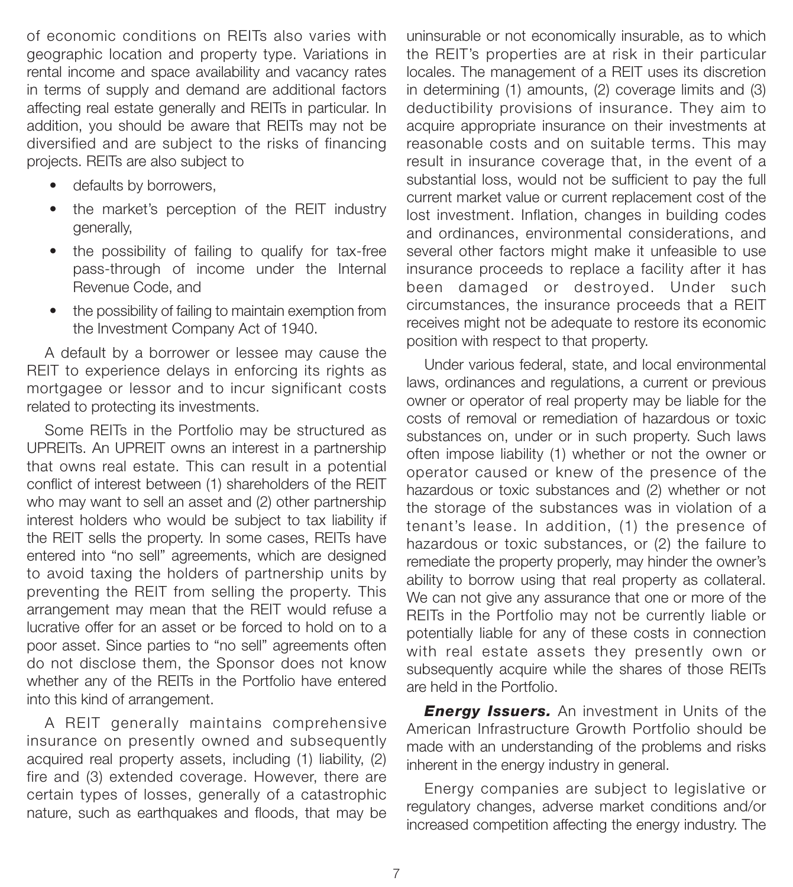of economic conditions on REITs also varies with geographic location and property type. Variations in rental income and space availability and vacancy rates in terms of supply and demand are additional factors affecting real estate generally and REITs in particular. In addition, you should be aware that REITs may not be diversified and are subject to the risks of financing projects. REITs are also subject to

- defaults by borrowers,
- the market's perception of the REIT industry generally,
- the possibility of failing to qualify for tax-free pass-through of income under the Internal Revenue Code, and
- the possibility of failing to maintain exemption from the Investment Company Act of 1940.

A default by a borrower or lessee may cause the REIT to experience delays in enforcing its rights as mortgagee or lessor and to incur significant costs related to protecting its investments.

Some REITs in the Portfolio may be structured as UPREITs. An UPREIT owns an interest in a partnership that owns real estate. This can result in a potential conflict of interest between (1) shareholders of the REIT who may want to sell an asset and (2) other partnership interest holders who would be subject to tax liability if the REIT sells the property. In some cases, REITs have entered into "no sell" agreements, which are designed to avoid taxing the holders of partnership units by preventing the REIT from selling the property. This arrangement may mean that the REIT would refuse a lucrative offer for an asset or be forced to hold on to a poor asset. Since parties to "no sell" agreements often do not disclose them, the Sponsor does not know whether any of the REITs in the Portfolio have entered into this kind of arrangement.

A REIT generally maintains comprehensive insurance on presently owned and subsequently acquired real property assets, including (1) liability, (2) fire and (3) extended coverage. However, there are certain types of losses, generally of a catastrophic nature, such as earthquakes and floods, that may be uninsurable or not economically insurable, as to which the REIT's properties are at risk in their particular locales. The management of a REIT uses its discretion in determining (1) amounts, (2) coverage limits and (3) deductibility provisions of insurance. They aim to acquire appropriate insurance on their investments at reasonable costs and on suitable terms. This may result in insurance coverage that, in the event of a substantial loss, would not be sufficient to pay the full current market value or current replacement cost of the lost investment. Inflation, changes in building codes and ordinances, environmental considerations, and several other factors might make it unfeasible to use insurance proceeds to replace a facility after it has been damaged or destroyed. Under such circumstances, the insurance proceeds that a REIT receives might not be adequate to restore its economic position with respect to that property.

Under various federal, state, and local environmental laws, ordinances and regulations, a current or previous owner or operator of real property may be liable for the costs of removal or remediation of hazardous or toxic substances on, under or in such property. Such laws often impose liability (1) whether or not the owner or operator caused or knew of the presence of the hazardous or toxic substances and (2) whether or not the storage of the substances was in violation of a tenant's lease. In addition, (1) the presence of hazardous or toxic substances, or (2) the failure to remediate the property properly, may hinder the owner's ability to borrow using that real property as collateral. We can not give any assurance that one or more of the REITs in the Portfolio may not be currently liable or potentially liable for any of these costs in connection with real estate assets they presently own or subsequently acquire while the shares of those REITs are held in the Portfolio.

***Energy Issuers.*** An investment in Units of the American Infrastructure Growth Portfolio should be made with an understanding of the problems and risks inherent in the energy industry in general.

Energy companies are subject to legislative or regulatory changes, adverse market conditions and/or increased competition affecting the energy industry. The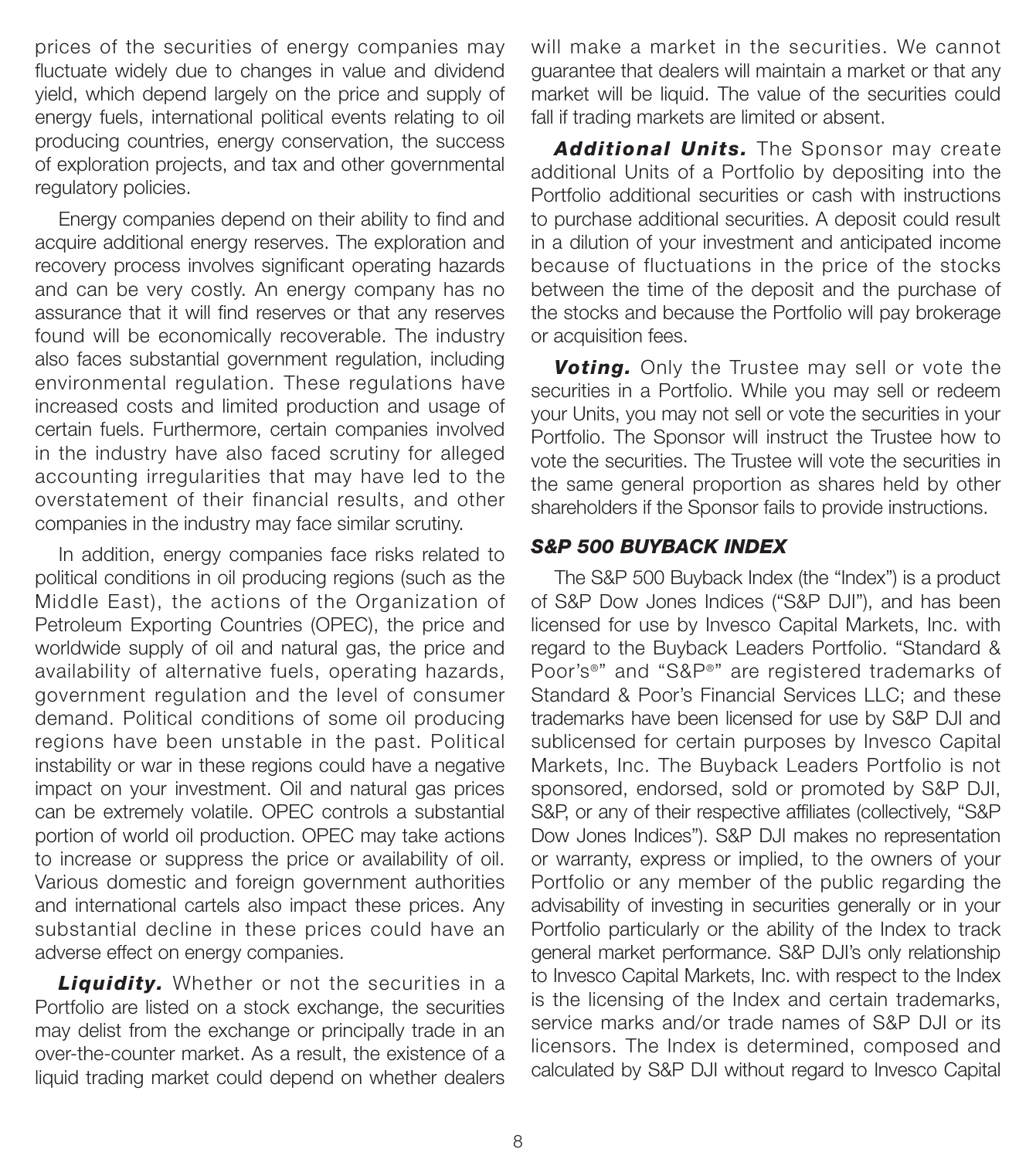prices of the securities of energy companies may fluctuate widely due to changes in value and dividend yield, which depend largely on the price and supply of energy fuels, international political events relating to oil producing countries, energy conservation, the success of exploration projects, and tax and other governmental regulatory policies.

Energy companies depend on their ability to find and acquire additional energy reserves. The exploration and recovery process involves significant operating hazards and can be very costly. An energy company has no assurance that it will find reserves or that any reserves found will be economically recoverable. The industry also faces substantial government regulation, including environmental regulation. These regulations have increased costs and limited production and usage of certain fuels. Furthermore, certain companies involved in the industry have also faced scrutiny for alleged accounting irregularities that may have led to the overstatement of their financial results, and other companies in the industry may face similar scrutiny.

In addition, energy companies face risks related to political conditions in oil producing regions (such as the Middle East), the actions of the Organization of Petroleum Exporting Countries (OPEC), the price and worldwide supply of oil and natural gas, the price and availability of alternative fuels, operating hazards, government regulation and the level of consumer demand. Political conditions of some oil producing regions have been unstable in the past. Political instability or war in these regions could have a negative impact on your investment. Oil and natural gas prices can be extremely volatile. OPEC controls a substantial portion of world oil production. OPEC may take actions to increase or suppress the price or availability of oil. Various domestic and foreign government authorities and international cartels also impact these prices. Any substantial decline in these prices could have an adverse effect on energy companies.

***Liquidity.*** Whether or not the securities in a Portfolio are listed on a stock exchange, the securities may delist from the exchange or principally trade in an over-the-counter market. As a result, the existence of a liquid trading market could depend on whether dealers will make a market in the securities. We cannot guarantee that dealers will maintain a market or that any market will be liquid. The value of the securities could fall if trading markets are limited or absent.

***Additional Units.*** The Sponsor may create additional Units of a Portfolio by depositing into the Portfolio additional securities or cash with instructions to purchase additional securities. A deposit could result in a dilution of your investment and anticipated income because of fluctuations in the price of the stocks between the time of the deposit and the purchase of the stocks and because the Portfolio will pay brokerage or acquisition fees.

***Voting.*** Only the Trustee may sell or vote the securities in a Portfolio. While you may sell or redeem your Units, you may not sell or vote the securities in your Portfolio. The Sponsor will instruct the Trustee how to vote the securities. The Trustee will vote the securities in the same general proportion as shares held by other shareholders if the Sponsor fails to provide instructions.

### *S&P 500 BUYBACK INDEX*

The S&P 500 Buyback Index (the "Index") is a product of S&P Dow Jones Indices ("S&P DJI"), and has been licensed for use by Invesco Capital Markets, Inc. with regard to the Buyback Leaders Portfolio. "Standard & Poor's®" and "S&P®" are registered trademarks of Standard & Poor's Financial Services LLC; and these trademarks have been licensed for use by S&P DJI and sublicensed for certain purposes by Invesco Capital Markets, Inc. The Buyback Leaders Portfolio is not sponsored, endorsed, sold or promoted by S&P DJI, S&P, or any of their respective affiliates (collectively, "S&P Dow Jones Indices"). S&P DJI makes no representation or warranty, express or implied, to the owners of your Portfolio or any member of the public regarding the advisability of investing in securities generally or in your Portfolio particularly or the ability of the Index to track general market performance. S&P DJI's only relationship to Invesco Capital Markets, Inc. with respect to the Index is the licensing of the Index and certain trademarks, service marks and/or trade names of S&P DJI or its licensors. The Index is determined, composed and calculated by S&P DJI without regard to Invesco Capital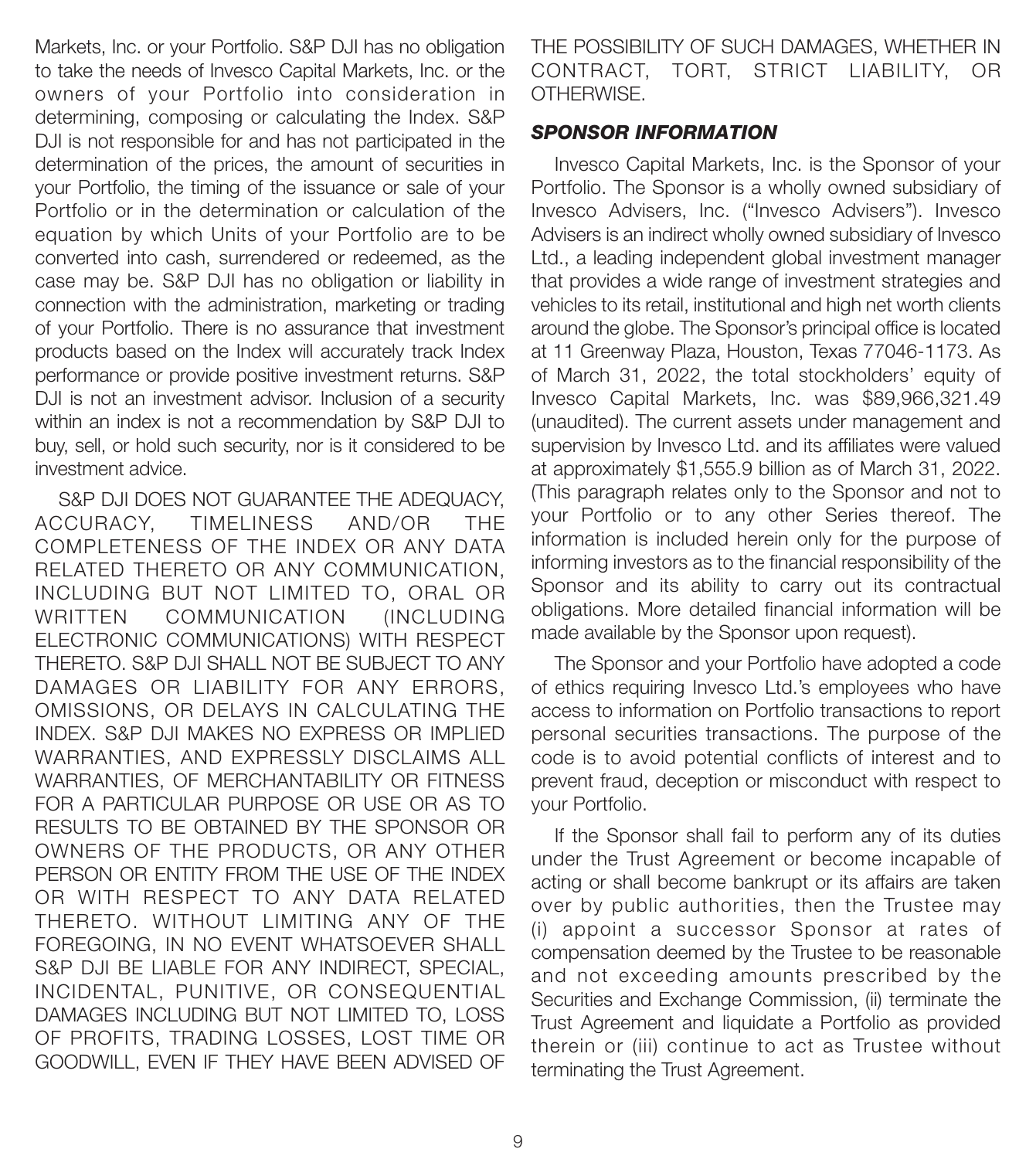Markets, Inc. or your Portfolio. S&P DJI has no obligation to take the needs of Invesco Capital Markets, Inc. or the owners of your Portfolio into consideration in determining, composing or calculating the Index. S&P DJI is not responsible for and has not participated in the determination of the prices, the amount of securities in your Portfolio, the timing of the issuance or sale of your Portfolio or in the determination or calculation of the equation by which Units of your Portfolio are to be converted into cash, surrendered or redeemed, as the case may be. S&P DJI has no obligation or liability in connection with the administration, marketing or trading of your Portfolio. There is no assurance that investment products based on the Index will accurately track Index performance or provide positive investment returns. S&P DJI is not an investment advisor. Inclusion of a security within an index is not a recommendation by S&P DJI to buy, sell, or hold such security, nor is it considered to be investment advice.

S&P DJI DOES NOT GUARANTEE THE ADEQUACY, ACCURACY, TIMELINESS AND/OR THE COMPLETENESS OF THE INDEX OR ANY DATA RELATED THERETO OR ANY COMMUNICATION, INCLUDING BUT NOT LIMITED TO, ORAL OR WRITTEN COMMUNICATION (INCLUDING ELECTRONIC COMMUNICATIONS) WITH RESPECT THERETO. S&P DJI SHALL NOT BE SUBJECT TO ANY DAMAGES OR LIABILITY FOR ANY ERRORS, OMISSIONS, OR DELAYS IN CALCULATING THE INDEX. S&P DJI MAKES NO EXPRESS OR IMPLIED WARRANTIES, AND EXPRESSLY DISCLAIMS ALL WARRANTIES, OF MERCHANTABILITY OR FITNESS FOR A PARTICULAR PURPOSE OR USE OR AS TO RESULTS TO BE OBTAINED BY THE SPONSOR OR OWNERS OF THE PRODUCTS, OR ANY OTHER PERSON OR ENTITY FROM THE USE OF THE INDEX OR WITH RESPECT TO ANY DATA RELATED THERETO. WITHOUT LIMITING ANY OF THE FOREGOING, IN NO EVENT WHATSOEVER SHALL S&P DJI BE LIABLE FOR ANY INDIRECT, SPECIAL, INCIDENTAL, PUNITIVE, OR CONSEQUENTIAL DAMAGES INCLUDING BUT NOT LIMITED TO, LOSS OF PROFITS, TRADING LOSSES, LOST TIME OR GOODWILL, EVEN IF THEY HAVE BEEN ADVISED OF THE POSSIBILITY OF SUCH DAMAGES, WHETHER IN CONTRACT, TORT, STRICT LIABILITY, OR OTHERWISE.

### *SPONSOR INFORMATION*

Invesco Capital Markets, Inc. is the Sponsor of your Portfolio. The Sponsor is a wholly owned subsidiary of Invesco Advisers, Inc. ("Invesco Advisers"). Invesco Advisers is an indirect wholly owned subsidiary of Invesco Ltd., a leading independent global investment manager that provides a wide range of investment strategies and vehicles to its retail, institutional and high net worth clients around the globe. The Sponsor's principal office is located at 11 Greenway Plaza, Houston, Texas 77046-1173. As of March 31, 2022, the total stockholders' equity of Invesco Capital Markets, Inc. was $89,966,321.49 (unaudited). The current assets under management and supervision by Invesco Ltd. and its affiliates were valued at approximately $1,555.9 billion as of March 31, 2022. (This paragraph relates only to the Sponsor and not to your Portfolio or to any other Series thereof. The information is included herein only for the purpose of informing investors as to the financial responsibility of the Sponsor and its ability to carry out its contractual obligations. More detailed financial information will be made available by the Sponsor upon request).

The Sponsor and your Portfolio have adopted a code of ethics requiring Invesco Ltd.'s employees who have access to information on Portfolio transactions to report personal securities transactions. The purpose of the code is to avoid potential conflicts of interest and to prevent fraud, deception or misconduct with respect to your Portfolio.

If the Sponsor shall fail to perform any of its duties under the Trust Agreement or become incapable of acting or shall become bankrupt or its affairs are taken over by public authorities, then the Trustee may (i) appoint a successor Sponsor at rates of compensation deemed by the Trustee to be reasonable and not exceeding amounts prescribed by the Securities and Exchange Commission, (ii) terminate the Trust Agreement and liquidate a Portfolio as provided therein or (iii) continue to act as Trustee without terminating the Trust Agreement.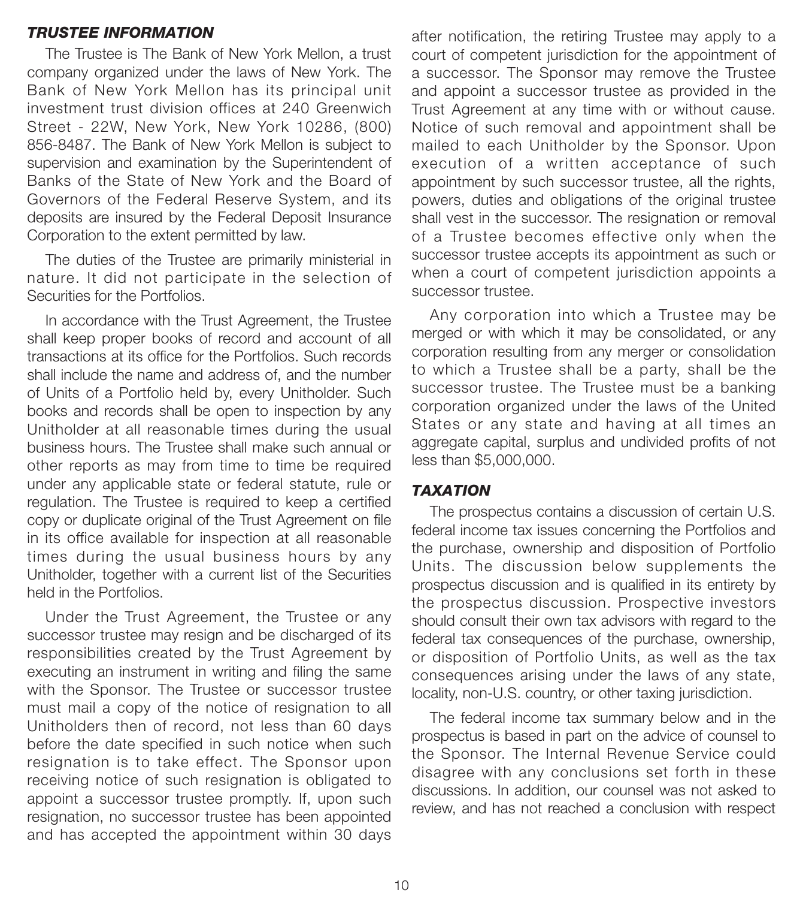### *TRUSTEE INFORMATION*

The Trustee is The Bank of New York Mellon, a trust company organized under the laws of New York. The Bank of New York Mellon has its principal unit investment trust division offices at 240 Greenwich Street - 22W, New York, New York 10286, (800) 856-8487. The Bank of New York Mellon is subject to supervision and examination by the Superintendent of Banks of the State of New York and the Board of Governors of the Federal Reserve System, and its deposits are insured by the Federal Deposit Insurance Corporation to the extent permitted by law.

The duties of the Trustee are primarily ministerial in nature. It did not participate in the selection of Securities for the Portfolios.

In accordance with the Trust Agreement, the Trustee shall keep proper books of record and account of all transactions at its office for the Portfolios. Such records shall include the name and address of, and the number of Units of a Portfolio held by, every Unitholder. Such books and records shall be open to inspection by any Unitholder at all reasonable times during the usual business hours. The Trustee shall make such annual or other reports as may from time to time be required under any applicable state or federal statute, rule or regulation. The Trustee is required to keep a certified copy or duplicate original of the Trust Agreement on file in its office available for inspection at all reasonable times during the usual business hours by any Unitholder, together with a current list of the Securities held in the Portfolios.

Under the Trust Agreement, the Trustee or any successor trustee may resign and be discharged of its responsibilities created by the Trust Agreement by executing an instrument in writing and filing the same with the Sponsor. The Trustee or successor trustee must mail a copy of the notice of resignation to all Unitholders then of record, not less than 60 days before the date specified in such notice when such resignation is to take effect. The Sponsor upon receiving notice of such resignation is obligated to appoint a successor trustee promptly. If, upon such resignation, no successor trustee has been appointed and has accepted the appointment within 30 days after notification, the retiring Trustee may apply to a court of competent jurisdiction for the appointment of a successor. The Sponsor may remove the Trustee and appoint a successor trustee as provided in the Trust Agreement at any time with or without cause. Notice of such removal and appointment shall be mailed to each Unitholder by the Sponsor. Upon execution of a written acceptance of such appointment by such successor trustee, all the rights, powers, duties and obligations of the original trustee shall vest in the successor. The resignation or removal of a Trustee becomes effective only when the successor trustee accepts its appointment as such or when a court of competent jurisdiction appoints a successor trustee.

Any corporation into which a Trustee may be merged or with which it may be consolidated, or any corporation resulting from any merger or consolidation to which a Trustee shall be a party, shall be the successor trustee. The Trustee must be a banking corporation organized under the laws of the United States or any state and having at all times an aggregate capital, surplus and undivided profits of not less than $5,000,000.

### *TAXATION*

The prospectus contains a discussion of certain U.S. federal income tax issues concerning the Portfolios and the purchase, ownership and disposition of Portfolio Units. The discussion below supplements the prospectus discussion and is qualified in its entirety by the prospectus discussion. Prospective investors should consult their own tax advisors with regard to the federal tax consequences of the purchase, ownership, or disposition of Portfolio Units, as well as the tax consequences arising under the laws of any state, locality, non-U.S. country, or other taxing jurisdiction.

The federal income tax summary below and in the prospectus is based in part on the advice of counsel to the Sponsor. The Internal Revenue Service could disagree with any conclusions set forth in these discussions. In addition, our counsel was not asked to review, and has not reached a conclusion with respect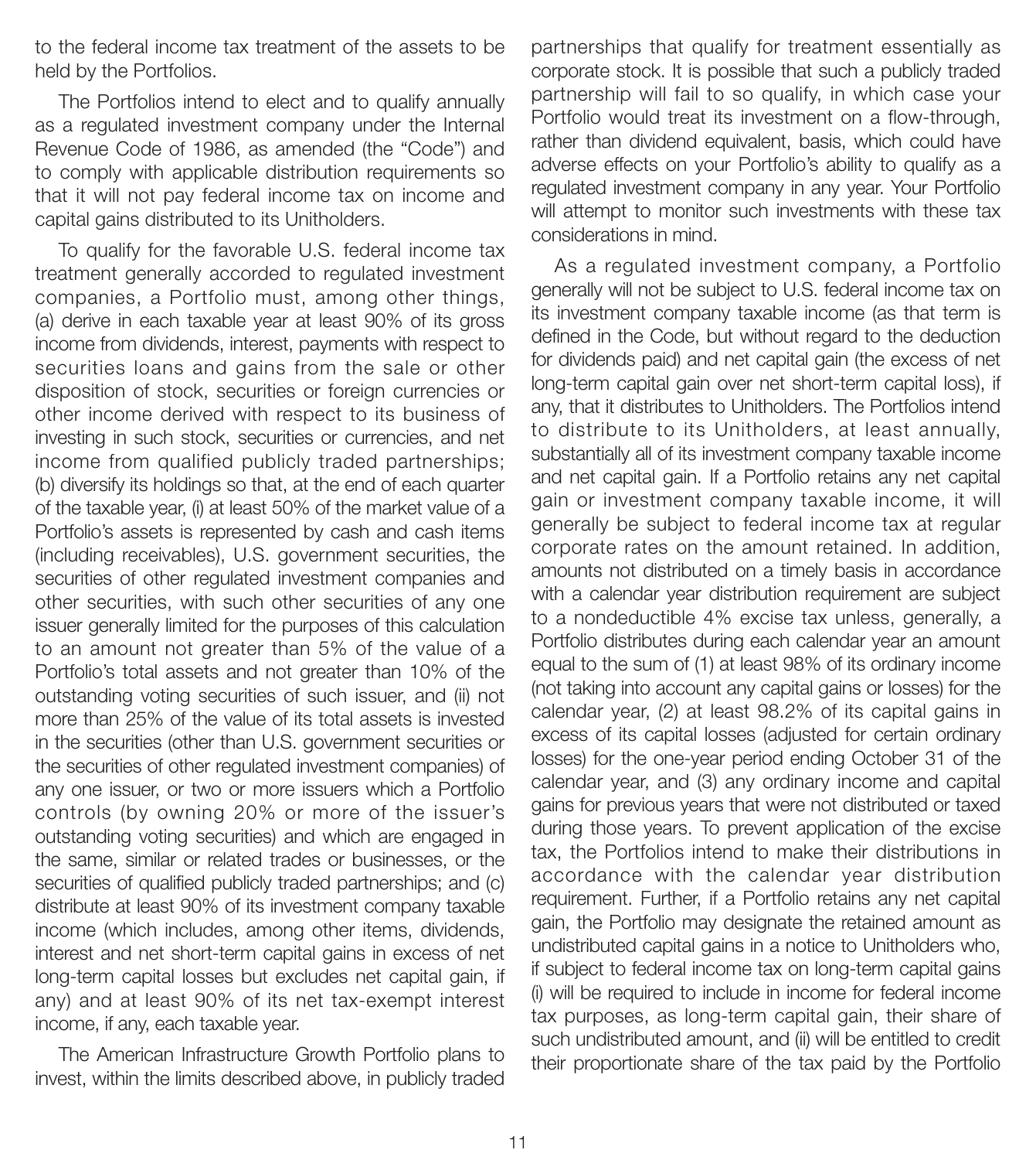to the federal income tax treatment of the assets to be held by the Portfolios.

The Portfolios intend to elect and to qualify annually as a regulated investment company under the Internal Revenue Code of 1986, as amended (the "Code") and to comply with applicable distribution requirements so that it will not pay federal income tax on income and capital gains distributed to its Unitholders.

To qualify for the favorable U.S. federal income tax treatment generally accorded to regulated investment companies, a Portfolio must, among other things, (a) derive in each taxable year at least 90% of its gross income from dividends, interest, payments with respect to securities loans and gains from the sale or other disposition of stock, securities or foreign currencies or other income derived with respect to its business of investing in such stock, securities or currencies, and net income from qualified publicly traded partnerships; (b) diversify its holdings so that, at the end of each quarter of the taxable year, (i) at least 50% of the market value of a Portfolio's assets is represented by cash and cash items (including receivables), U.S. government securities, the securities of other regulated investment companies and other securities, with such other securities of any one issuer generally limited for the purposes of this calculation to an amount not greater than 5% of the value of a Portfolio's total assets and not greater than 10% of the outstanding voting securities of such issuer, and (ii) not more than 25% of the value of its total assets is invested in the securities (other than U.S. government securities or the securities of other regulated investment companies) of any one issuer, or two or more issuers which a Portfolio controls (by owning 20% or more of the issuer's outstanding voting securities) and which are engaged in the same, similar or related trades or businesses, or the securities of qualified publicly traded partnerships; and (c) distribute at least 90% of its investment company taxable income (which includes, among other items, dividends, interest and net short-term capital gains in excess of net long-term capital losses but excludes net capital gain, if any) and at least 90% of its net tax-exempt interest income, if any, each taxable year.

The American Infrastructure Growth Portfolio plans to invest, within the limits described above, in publicly traded partnerships that qualify for treatment essentially as corporate stock. It is possible that such a publicly traded partnership will fail to so qualify, in which case your Portfolio would treat its investment on a flow-through, rather than dividend equivalent, basis, which could have adverse effects on your Portfolio's ability to qualify as a regulated investment company in any year. Your Portfolio will attempt to monitor such investments with these tax considerations in mind.

As a regulated investment company, a Portfolio generally will not be subject to U.S. federal income tax on its investment company taxable income (as that term is defined in the Code, but without regard to the deduction for dividends paid) and net capital gain (the excess of net long-term capital gain over net short-term capital loss), if any, that it distributes to Unitholders. The Portfolios intend to distribute to its Unitholders, at least annually, substantially all of its investment company taxable income and net capital gain. If a Portfolio retains any net capital gain or investment company taxable income, it will generally be subject to federal income tax at regular corporate rates on the amount retained. In addition, amounts not distributed on a timely basis in accordance with a calendar year distribution requirement are subject to a nondeductible 4% excise tax unless, generally, a Portfolio distributes during each calendar year an amount equal to the sum of (1) at least 98% of its ordinary income (not taking into account any capital gains or losses) for the calendar year, (2) at least 98.2% of its capital gains in excess of its capital losses (adjusted for certain ordinary losses) for the one-year period ending October 31 of the calendar year, and (3) any ordinary income and capital gains for previous years that were not distributed or taxed during those years. To prevent application of the excise tax, the Portfolios intend to make their distributions in accordance with the calendar year distribution requirement. Further, if a Portfolio retains any net capital gain, the Portfolio may designate the retained amount as undistributed capital gains in a notice to Unitholders who, if subject to federal income tax on long-term capital gains (i) will be required to include in income for federal income tax purposes, as long-term capital gain, their share of such undistributed amount, and (ii) will be entitled to credit their proportionate share of the tax paid by the Portfolio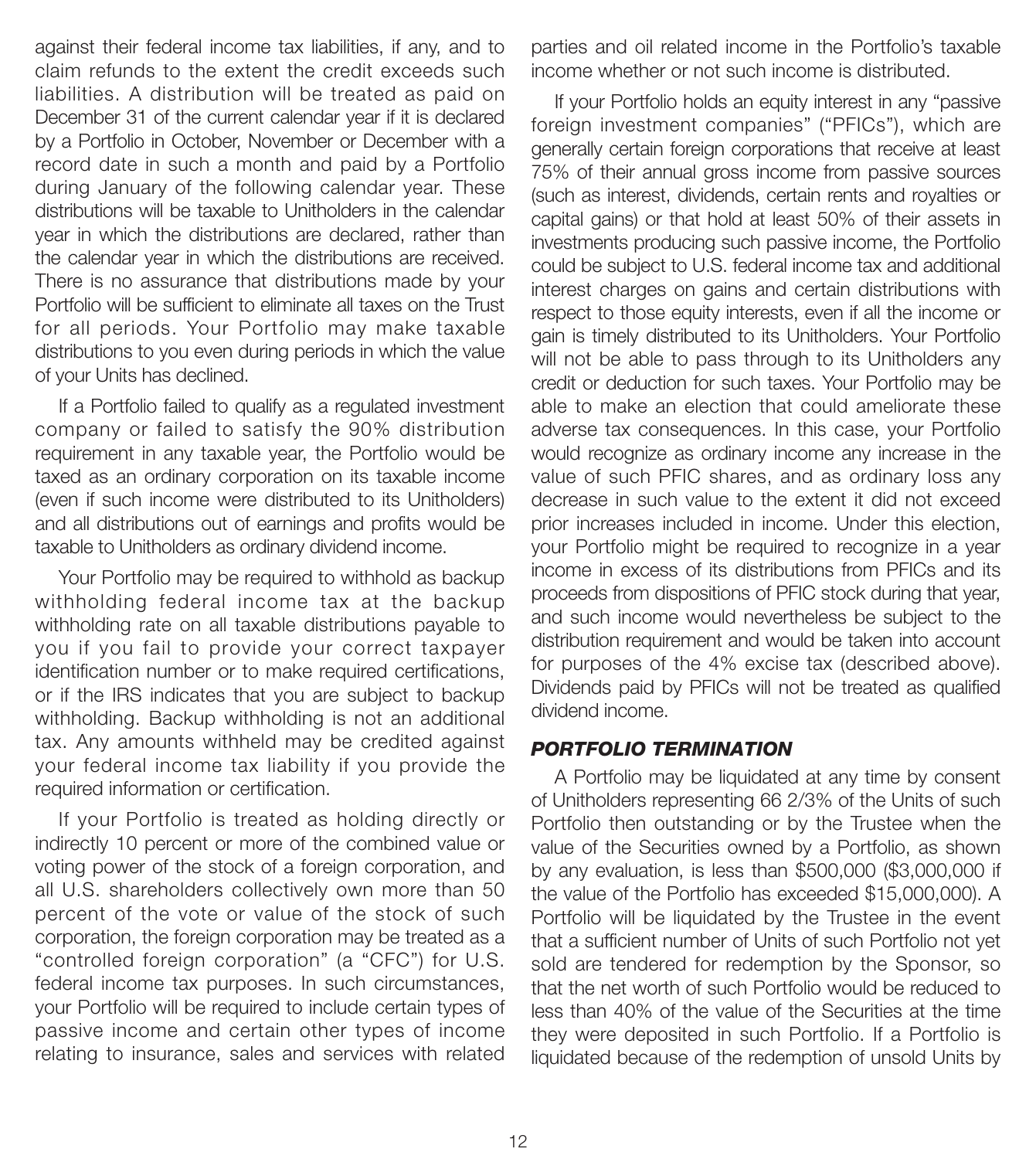against their federal income tax liabilities, if any, and to claim refunds to the extent the credit exceeds such liabilities. A distribution will be treated as paid on December 31 of the current calendar year if it is declared by a Portfolio in October, November or December with a record date in such a month and paid by a Portfolio during January of the following calendar year. These distributions will be taxable to Unitholders in the calendar year in which the distributions are declared, rather than the calendar year in which the distributions are received. There is no assurance that distributions made by your Portfolio will be sufficient to eliminate all taxes on the Trust for all periods. Your Portfolio may make taxable distributions to you even during periods in which the value of your Units has declined.

If a Portfolio failed to qualify as a regulated investment company or failed to satisfy the 90% distribution requirement in any taxable year, the Portfolio would be taxed as an ordinary corporation on its taxable income (even if such income were distributed to its Unitholders) and all distributions out of earnings and profits would be taxable to Unitholders as ordinary dividend income.

Your Portfolio may be required to withhold as backup withholding federal income tax at the backup withholding rate on all taxable distributions payable to you if you fail to provide your correct taxpayer identification number or to make required certifications, or if the IRS indicates that you are subject to backup withholding. Backup withholding is not an additional tax. Any amounts withheld may be credited against your federal income tax liability if you provide the required information or certification.

If your Portfolio is treated as holding directly or indirectly 10 percent or more of the combined value or voting power of the stock of a foreign corporation, and all U.S. shareholders collectively own more than 50 percent of the vote or value of the stock of such corporation, the foreign corporation may be treated as a "controlled foreign corporation" (a "CFC") for U.S. federal income tax purposes. In such circumstances, your Portfolio will be required to include certain types of passive income and certain other types of income relating to insurance, sales and services with related parties and oil related income in the Portfolio's taxable income whether or not such income is distributed.

If your Portfolio holds an equity interest in any "passive foreign investment companies" ("PFICs"), which are generally certain foreign corporations that receive at least 75% of their annual gross income from passive sources (such as interest, dividends, certain rents and royalties or capital gains) or that hold at least 50% of their assets in investments producing such passive income, the Portfolio could be subject to U.S. federal income tax and additional interest charges on gains and certain distributions with respect to those equity interests, even if all the income or gain is timely distributed to its Unitholders. Your Portfolio will not be able to pass through to its Unitholders any credit or deduction for such taxes. Your Portfolio may be able to make an election that could ameliorate these adverse tax consequences. In this case, your Portfolio would recognize as ordinary income any increase in the value of such PFIC shares, and as ordinary loss any decrease in such value to the extent it did not exceed prior increases included in income. Under this election, your Portfolio might be required to recognize in a year income in excess of its distributions from PFICs and its proceeds from dispositions of PFIC stock during that year, and such income would nevertheless be subject to the distribution requirement and would be taken into account for purposes of the 4% excise tax (described above). Dividends paid by PFICs will not be treated as qualified dividend income.

### *PORTFOLIO TERMINATION*

A Portfolio may be liquidated at any time by consent of Unitholders representing 66 2/3% of the Units of such Portfolio then outstanding or by the Trustee when the value of the Securities owned by a Portfolio, as shown by any evaluation, is less than $500,000 ($3,000,000 if the value of the Portfolio has exceeded $15,000,000). A Portfolio will be liquidated by the Trustee in the event that a sufficient number of Units of such Portfolio not yet sold are tendered for redemption by the Sponsor, so that the net worth of such Portfolio would be reduced to less than 40% of the value of the Securities at the time they were deposited in such Portfolio. If a Portfolio is liquidated because of the redemption of unsold Units by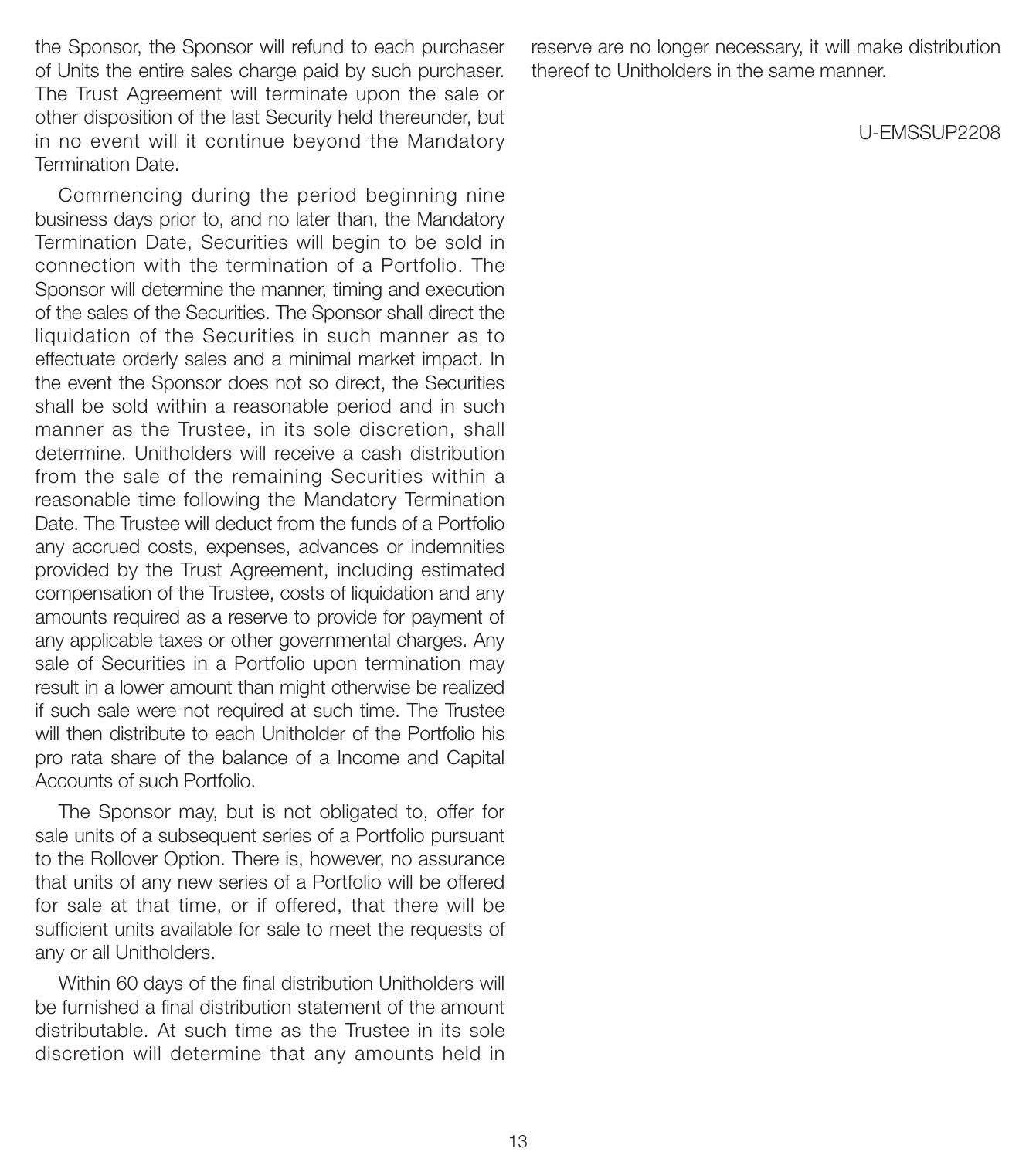the Sponsor, the Sponsor will refund to each purchaser of Units the entire sales charge paid by such purchaser. The Trust Agreement will terminate upon the sale or other disposition of the last Security held thereunder, but in no event will it continue beyond the Mandatory Termination Date.

Commencing during the period beginning nine business days prior to, and no later than, the Mandatory Termination Date, Securities will begin to be sold in connection with the termination of a Portfolio. The Sponsor will determine the manner, timing and execution of the sales of the Securities. The Sponsor shall direct the liquidation of the Securities in such manner as to effectuate orderly sales and a minimal market impact. In the event the Sponsor does not so direct, the Securities shall be sold within a reasonable period and in such manner as the Trustee, in its sole discretion, shall determine. Unitholders will receive a cash distribution from the sale of the remaining Securities within a reasonable time following the Mandatory Termination Date. The Trustee will deduct from the funds of a Portfolio any accrued costs, expenses, advances or indemnities provided by the Trust Agreement, including estimated compensation of the Trustee, costs of liquidation and any amounts required as a reserve to provide for payment of any applicable taxes or other governmental charges. Any sale of Securities in a Portfolio upon termination may result in a lower amount than might otherwise be realized if such sale were not required at such time. The Trustee will then distribute to each Unitholder of the Portfolio his pro rata share of the balance of a Income and Capital Accounts of such Portfolio.

The Sponsor may, but is not obligated to, offer for sale units of a subsequent series of a Portfolio pursuant to the Rollover Option. There is, however, no assurance that units of any new series of a Portfolio will be offered for sale at that time, or if offered, that there will be sufficient units available for sale to meet the requests of any or all Unitholders.

Within 60 days of the final distribution Unitholders will be furnished a final distribution statement of the amount distributable. At such time as the Trustee in its sole discretion will determine that any amounts held in reserve are no longer necessary, it will make distribution thereof to Unitholders in the same manner.

U-EMSSUP2208